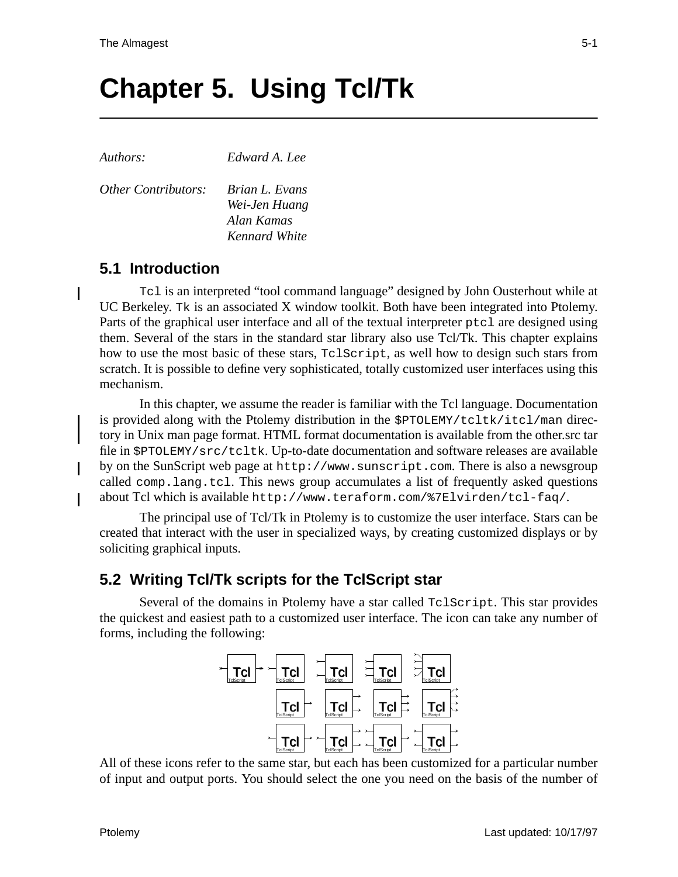# Chapter 5. Using Tcl/Tk

*Authors:* *Edward A. Lee*

*Other Contributors:* *Brian L. Evans*
*Wei-Jen Huang*
*Alan Kamas*
*Kennard White*

## 5.1 Introduction

`Tcl` is an interpreted "tool command language" designed by John Ousterhout while at UC Berkeley. `Tk` is an associated X window toolkit. Both have been integrated into Ptolemy. Parts of the graphical user interface and all of the textual interpreter `ptcl` are designed using them. Several of the stars in the standard star library also use Tcl/Tk. This chapter explains how to use the most basic of these stars, `TclScript`, as well how to design such stars from scratch. It is possible to define very sophisticated, totally customized user interfaces using this mechanism.

In this chapter, we assume the reader is familiar with the Tcl language. Documentation is provided along with the Ptolemy distribution in the `$PTOLEMY/tcltk/itcl/man` directory in Unix man page format. HTML format documentation is available from the other.src tar file in `$PTOLEMY/src/tcltk`. Up-to-date documentation and software releases are available by on the SunScript web page at `http://www.sunscript.com`. There is also a newsgroup called `comp.lang.tcl`. This news group accumulates a list of frequently asked questions about Tcl which is available `http://www.teraform.com/%7Elvirden/tcl-faq/`.

The principal use of Tcl/Tk in Ptolemy is to customize the user interface. Stars can be created that interact with the user in specialized ways, by creating customized displays or by soliciting graphical inputs.

## 5.2 Writing Tcl/Tk scripts for the TclScript star

Several of the domains in Ptolemy have a star called `TclScript`. This star provides the quickest and easiest path to a customized user interface. The icon can take any number of forms, including the following:

All of these icons refer to the same star, but each has been customized for a particular number of input and output ports. You should select the one you need on the basis of the number of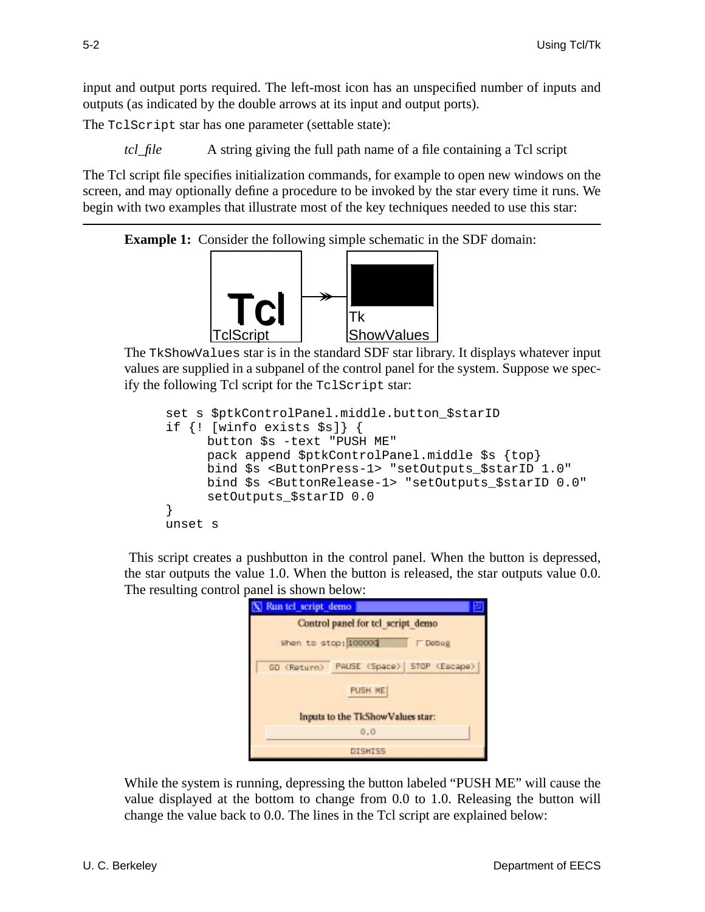input and output ports required. The left-most icon has an unspecified number of inputs and outputs (as indicated by the double arrows at its input and output ports).

The `TclScript` star has one parameter (settable state):

*tcl_file* A string giving the full path name of a file containing a Tcl script

The Tcl script file specifies initialization commands, for example to open new windows on the screen, and may optionally define a procedure to be invoked by the star every time it runs. We begin with two examples that illustrate most of the key techniques needed to use this star:

---

**Example 1:** Consider the following simple schematic in the SDF domain:

The `TkShowValues` star is in the standard SDF star library. It displays whatever input values are supplied in a subpanel of the control panel for the system. Suppose we specify the following Tcl script for the `TclScript` star:

```
set s $ptkControlPanel.middle.button_$starID
if {! [winfo exists $s]} {
      button $s -text "PUSH ME"
      pack append $ptkControlPanel.middle $s {top}
      bind $s <ButtonPress-1> "setOutputs_$starID 1.0"
      bind $s <ButtonRelease-1> "setOutputs_$starID 0.0"
      setOutputs_$starID 0.0
}
unset s
```

This script creates a pushbutton in the control panel. When the button is depressed, the star outputs the value 1.0. When the button is released, the star outputs value 0.0. The resulting control panel is shown below:

While the system is running, depressing the button labeled "PUSH ME" will cause the value displayed at the bottom to change from 0.0 to 1.0. Releasing the button will change the value back to 0.0. The lines in the Tcl script are explained below: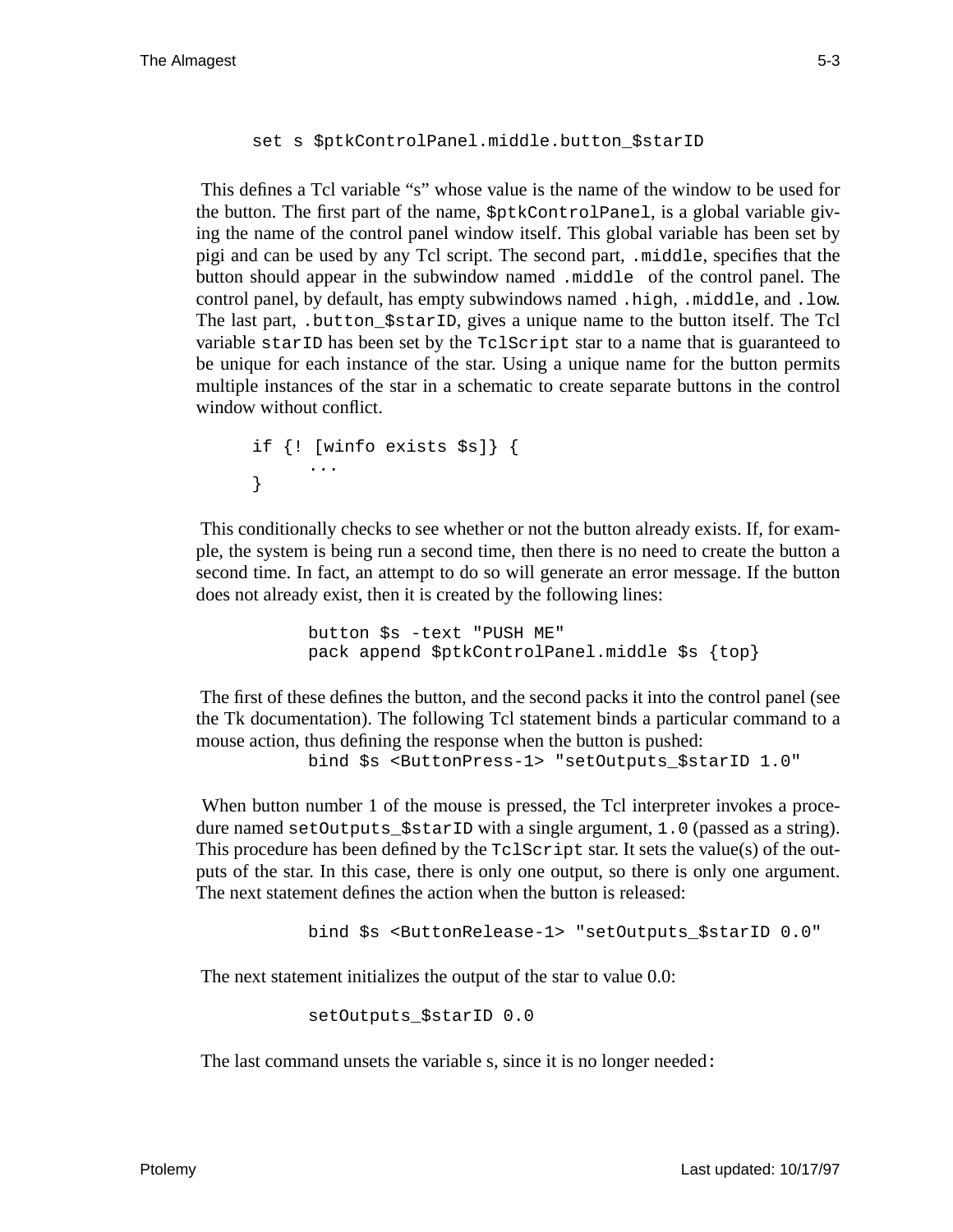```
set s $ptkControlPanel.middle.button_$starID
```

This defines a Tcl variable “s” whose value is the name of the window to be used for the button. The first part of the name, `$ptkControlPanel`, is a global variable giving the name of the control panel window itself. This global variable has been set by pigi and can be used by any Tcl script. The second part, `.middle`, specifies that the button should appear in the subwindow named `.middle` of the control panel. The control panel, by default, has empty subwindows named `.high`, `.middle`, and `.low`. The last part, `.button_$starID`, gives a unique name to the button itself. The Tcl variable `starID` has been set by the `TclScript` star to a name that is guaranteed to be unique for each instance of the star. Using a unique name for the button permits multiple instances of the star in a schematic to create separate buttons in the control window without conflict.

```
if {! [winfo exists $s]} {
     ...
}
```

This conditionally checks to see whether or not the button already exists. If, for example, the system is being run a second time, then there is no need to create the button a second time. In fact, an attempt to do so will generate an error message. If the button does not already exist, then it is created by the following lines:

```
button $s -text "PUSH ME"
pack append $ptkControlPanel.middle $s {top}
```

The first of these defines the button, and the second packs it into the control panel (see the Tk documentation). The following Tcl statement binds a particular command to a mouse action, thus defining the response when the button is pushed:

```
bind $s <ButtonPress-1> "setOutputs_$starID 1.0"
```

When button number 1 of the mouse is pressed, the Tcl interpreter invokes a procedure named `setOutputs_$starID` with a single argument, `1.0` (passed as a string). This procedure has been defined by the `TclScript` star. It sets the value(s) of the outputs of the star. In this case, there is only one output, so there is only one argument. The next statement defines the action when the button is released:

```
bind $s <ButtonRelease-1> "setOutputs_$starID 0.0"
```

The next statement initializes the output of the star to value 0.0:

```
setOutputs_$starID 0.0
```

The last command unsets the variable s, since it is no longer needed: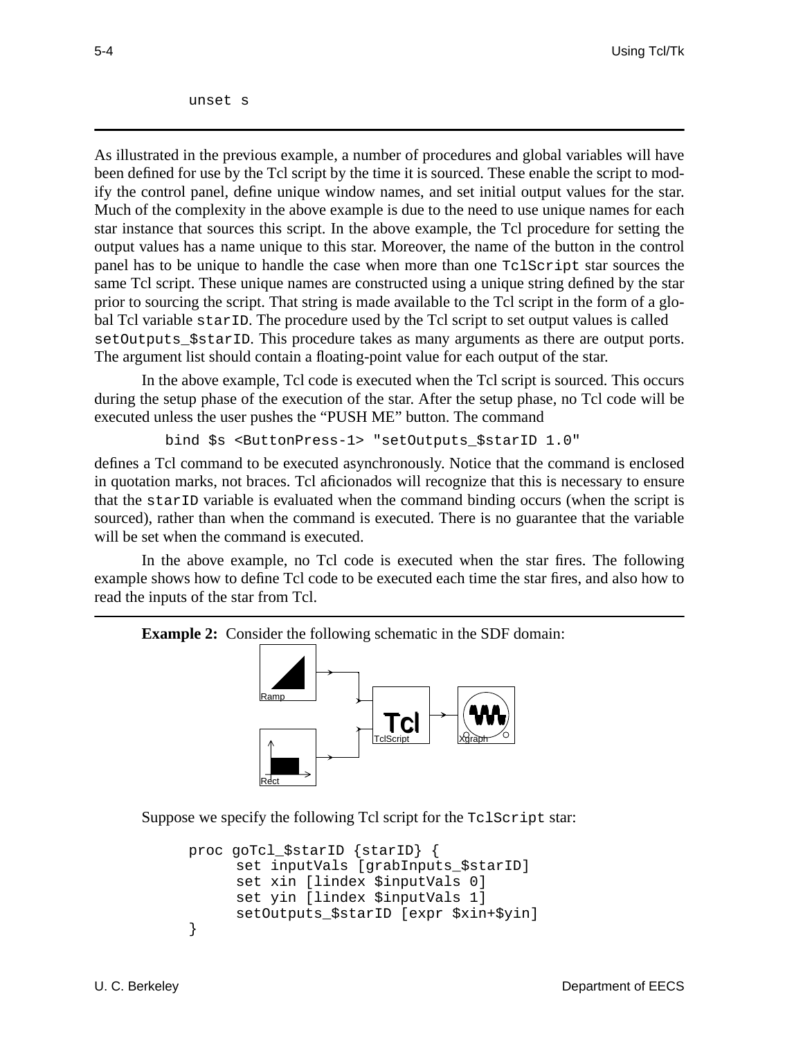```
unset s
```

---

As illustrated in the previous example, a number of procedures and global variables will have been defined for use by the Tcl script by the time it is sourced. These enable the script to modify the control panel, define unique window names, and set initial output values for the star. Much of the complexity in the above example is due to the need to use unique names for each star instance that sources this script. In the above example, the Tcl procedure for setting the output values has a name unique to this star. Moreover, the name of the button in the control panel has to be unique to handle the case when more than one `TclScript` star sources the same Tcl script. These unique names are constructed using a unique string defined by the star prior to sourcing the script. That string is made available to the Tcl script in the form of a global Tcl variable `starID`. The procedure used by the Tcl script to set output values is called `setOutputs_$starID`. This procedure takes as many arguments as there are output ports. The argument list should contain a floating-point value for each output of the star.

In the above example, Tcl code is executed when the Tcl script is sourced. This occurs during the setup phase of the execution of the star. After the setup phase, no Tcl code will be executed unless the user pushes the "PUSH ME" button. The command

```
bind $s <ButtonPress-1> "setOutputs_$starID 1.0"
```

defines a Tcl command to be executed asynchronously. Notice that the command is enclosed in quotation marks, not braces. Tcl aficionados will recognize that this is necessary to ensure that the `starID` variable is evaluated when the command binding occurs (when the script is sourced), rather than when the command is executed. There is no guarantee that the variable will be set when the command is executed.

In the above example, no Tcl code is executed when the star fires. The following example shows how to define Tcl code to be executed each time the star fires, and also how to read the inputs of the star from Tcl.

---

**Example 2:** Consider the following schematic in the SDF domain:

Ramp, Rect → TclScript → Xgraph

Suppose we specify the following Tcl script for the `TclScript` star:

```
proc goTcl_$starID {starID} {
      set inputVals [grabInputs_$starID]
      set xin [lindex $inputVals 0]
      set yin [lindex $inputVals 1]
      setOutputs_$starID [expr $xin+$yin]
}
```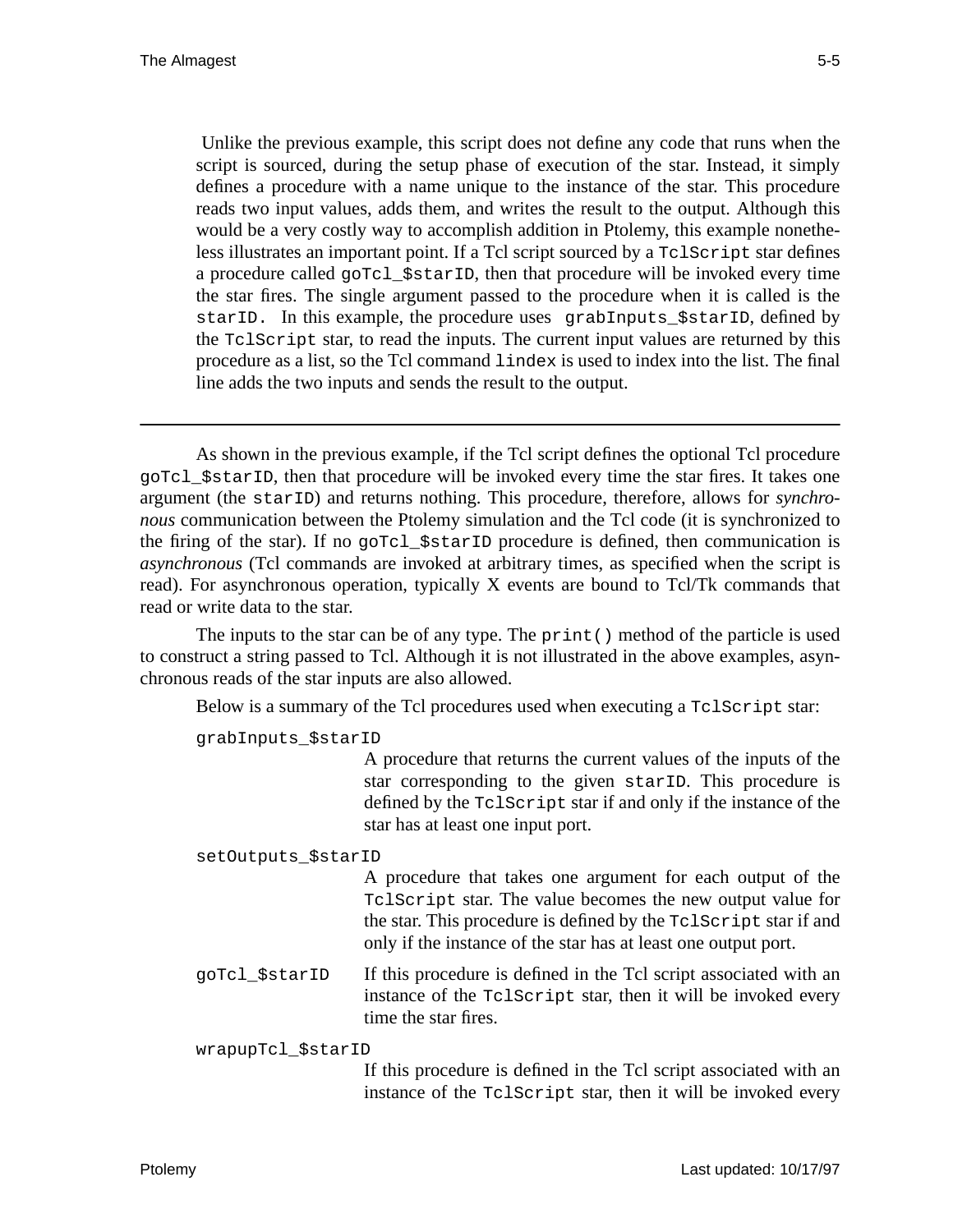Unlike the previous example, this script does not define any code that runs when the script is sourced, during the setup phase of execution of the star. Instead, it simply defines a procedure with a name unique to the instance of the star. This procedure reads two input values, adds them, and writes the result to the output. Although this would be a very costly way to accomplish addition in Ptolemy, this example nonetheless illustrates an important point. If a Tcl script sourced by a `TclScript` star defines a procedure called `goTcl_$starID`, then that procedure will be invoked every time the star fires. The single argument passed to the procedure when it is called is the `starID`. In this example, the procedure uses `grabInputs_$starID`, defined by the `TclScript` star, to read the inputs. The current input values are returned by this procedure as a list, so the Tcl command `lindex` is used to index into the list. The final line adds the two inputs and sends the result to the output.

---

As shown in the previous example, if the Tcl script defines the optional Tcl procedure `goTcl_$starID`, then that procedure will be invoked every time the star fires. It takes one argument (the `starID`) and returns nothing. This procedure, therefore, allows for *synchronous* communication between the Ptolemy simulation and the Tcl code (it is synchronized to the firing of the star). If no `goTcl_$starID` procedure is defined, then communication is *asynchronous* (Tcl commands are invoked at arbitrary times, as specified when the script is read). For asynchronous operation, typically X events are bound to Tcl/Tk commands that read or write data to the star.

The inputs to the star can be of any type. The `print()` method of the particle is used to construct a string passed to Tcl. Although it is not illustrated in the above examples, asynchronous reads of the star inputs are also allowed.

Below is a summary of the Tcl procedures used when executing a `TclScript` star:

`grabInputs_$starID`
: A procedure that returns the current values of the inputs of the star corresponding to the given `starID`. This procedure is defined by the `TclScript` star if and only if the instance of the star has at least one input port.

`setOutputs_$starID`
: A procedure that takes one argument for each output of the `TclScript` star. The value becomes the new output value for the star. This procedure is defined by the `TclScript` star if and only if the instance of the star has at least one output port.

`goTcl_$starID`
: If this procedure is defined in the Tcl script associated with an instance of the `TclScript` star, then it will be invoked every time the star fires.

`wrapupTcl_$starID`
: If this procedure is defined in the Tcl script associated with an instance of the `TclScript` star, then it will be invoked every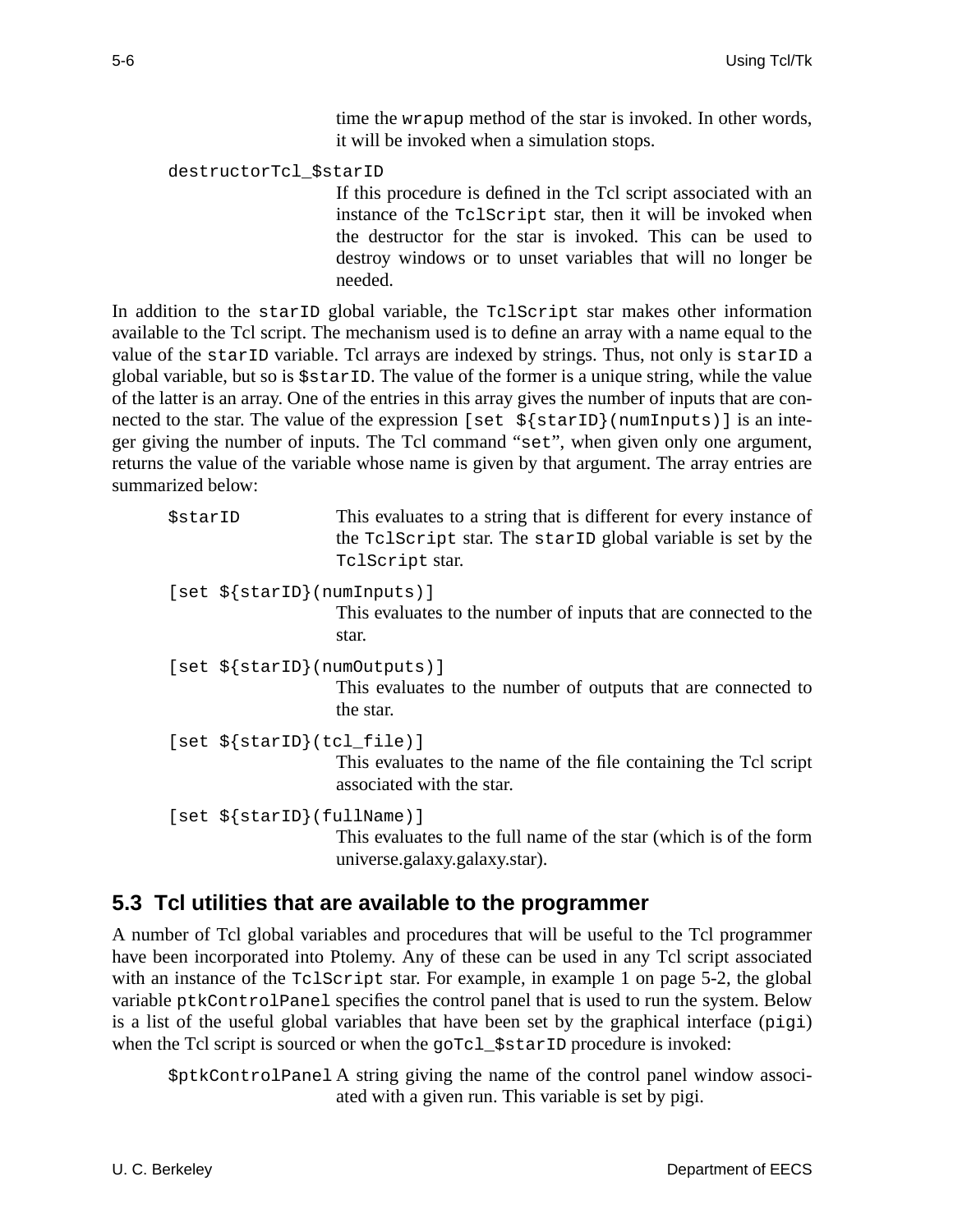time the `wrapup` method of the star is invoked. In other words, it will be invoked when a simulation stops.

`destructorTcl_$starID`
: If this procedure is defined in the Tcl script associated with an instance of the `TclScript` star, then it will be invoked when the destructor for the star is invoked. This can be used to destroy windows or to unset variables that will no longer be needed.

In addition to the `starID` global variable, the `TclScript` star makes other information available to the Tcl script. The mechanism used is to define an array with a name equal to the value of the `starID` variable. Tcl arrays are indexed by strings. Thus, not only is `starID` a global variable, but so is `$starID`. The value of the former is a unique string, while the value of the latter is an array. One of the entries in this array gives the number of inputs that are connected to the star. The value of the expression `[set ${starID}(numInputs)]` is an integer giving the number of inputs. The Tcl command "`set`", when given only one argument, returns the value of the variable whose name is given by that argument. The array entries are summarized below:

`$starID`
: This evaluates to a string that is different for every instance of the `TclScript` star. The `starID` global variable is set by the `TclScript` star.

`[set ${starID}(numInputs)]`
: This evaluates to the number of inputs that are connected to the star.

`[set ${starID}(numOutputs)]`
: This evaluates to the number of outputs that are connected to the star.

`[set ${starID}(tcl_file)]`
: This evaluates to the name of the file containing the Tcl script associated with the star.

`[set ${starID}(fullName)]`
: This evaluates to the full name of the star (which is of the form universe.galaxy.galaxy.star).

## 5.3 Tcl utilities that are available to the programmer

A number of Tcl global variables and procedures that will be useful to the Tcl programmer have been incorporated into Ptolemy. Any of these can be used in any Tcl script associated with an instance of the `TclScript` star. For example, in example 1 on page 5-2, the global variable `ptkControlPanel` specifies the control panel that is used to run the system. Below is a list of the useful global variables that have been set by the graphical interface (`pigi`) when the Tcl script is sourced or when the `goTcl_$starID` procedure is invoked:

`$ptkControlPanel`
: A string giving the name of the control panel window associated with a given run. This variable is set by pigi.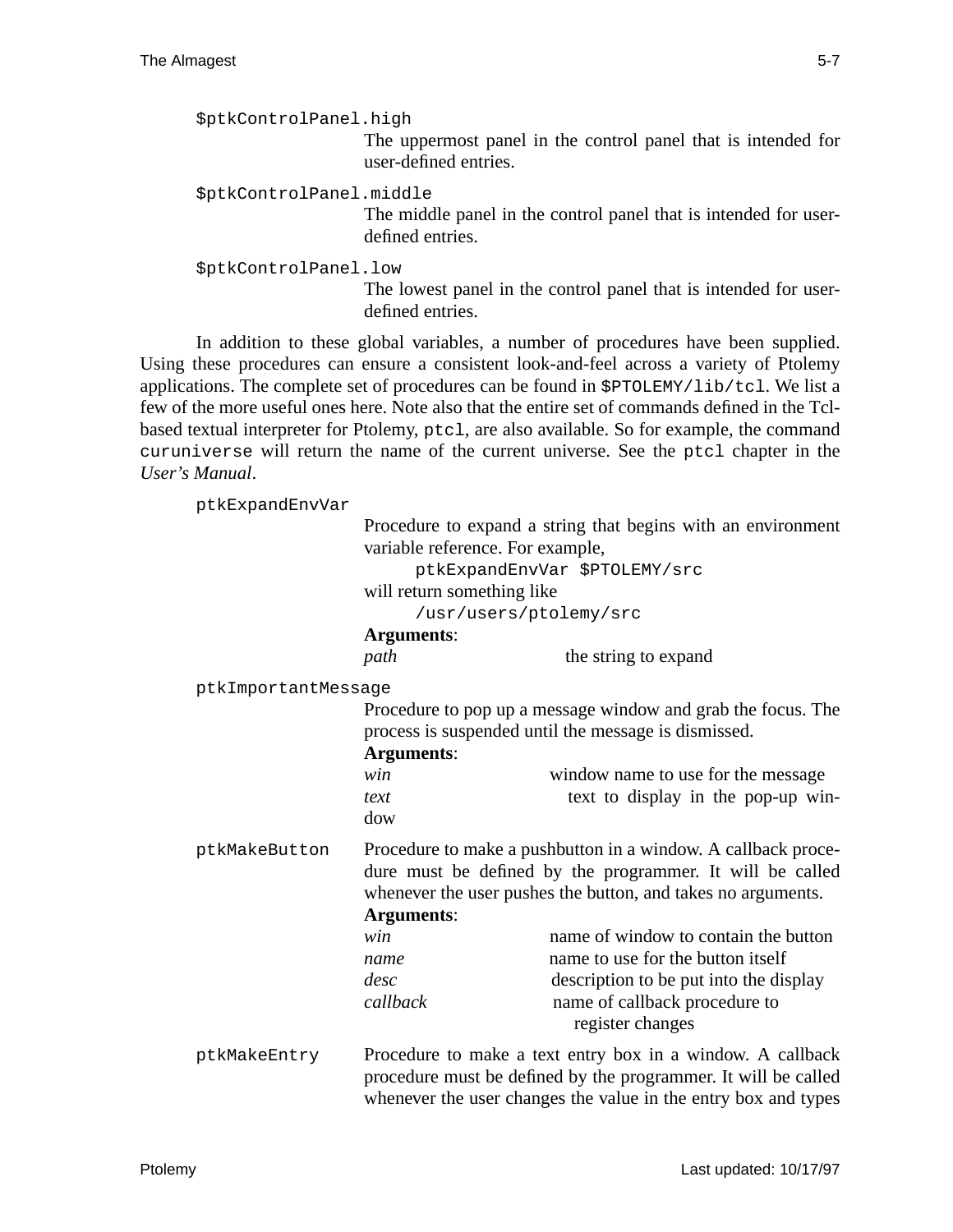`$ptkControlPanel.high`
: The uppermost panel in the control panel that is intended for user-defined entries.

`$ptkControlPanel.middle`
: The middle panel in the control panel that is intended for user-defined entries.

`$ptkControlPanel.low`
: The lowest panel in the control panel that is intended for user-defined entries.

In addition to these global variables, a number of procedures have been supplied. Using these procedures can ensure a consistent look-and-feel across a variety of Ptolemy applications. The complete set of procedures can be found in `$PTOLEMY/lib/tcl`. We list a few of the more useful ones here. Note also that the entire set of commands defined in the Tcl-based textual interpreter for Ptolemy, `ptcl`, are also available. So for example, the command `curuniverse` will return the name of the current universe. See the `ptcl` chapter in the *User's Manual*.

`ptkExpandEnvVar`
: Procedure to expand a string that begins with an environment variable reference. For example,

```
ptkExpandEnvVar $PTOLEMY/src
```

will return something like

```
/usr/users/ptolemy/src
```

**Arguments**:

| | |
|---|---|
| *path* | the string to expand |

`ptkImportantMessage`
: Procedure to pop up a message window and grab the focus. The process is suspended until the message is dismissed.

**Arguments**:

| | |
|---|---|
| *win* | window name to use for the message |
| *text* | text to display in the pop-up window |

`ptkMakeButton`
: Procedure to make a pushbutton in a window. A callback procedure must be defined by the programmer. It will be called whenever the user pushes the button, and takes no arguments.

**Arguments**:

| | |
|---|---|
| *win* | name of window to contain the button |
| *name* | name to use for the button itself |
| *desc* | description to be put into the display |
| *callback* | name of callback procedure to register changes |

`ptkMakeEntry`
: Procedure to make a text entry box in a window. A callback procedure must be defined by the programmer. It will be called whenever the user changes the value in the entry box and types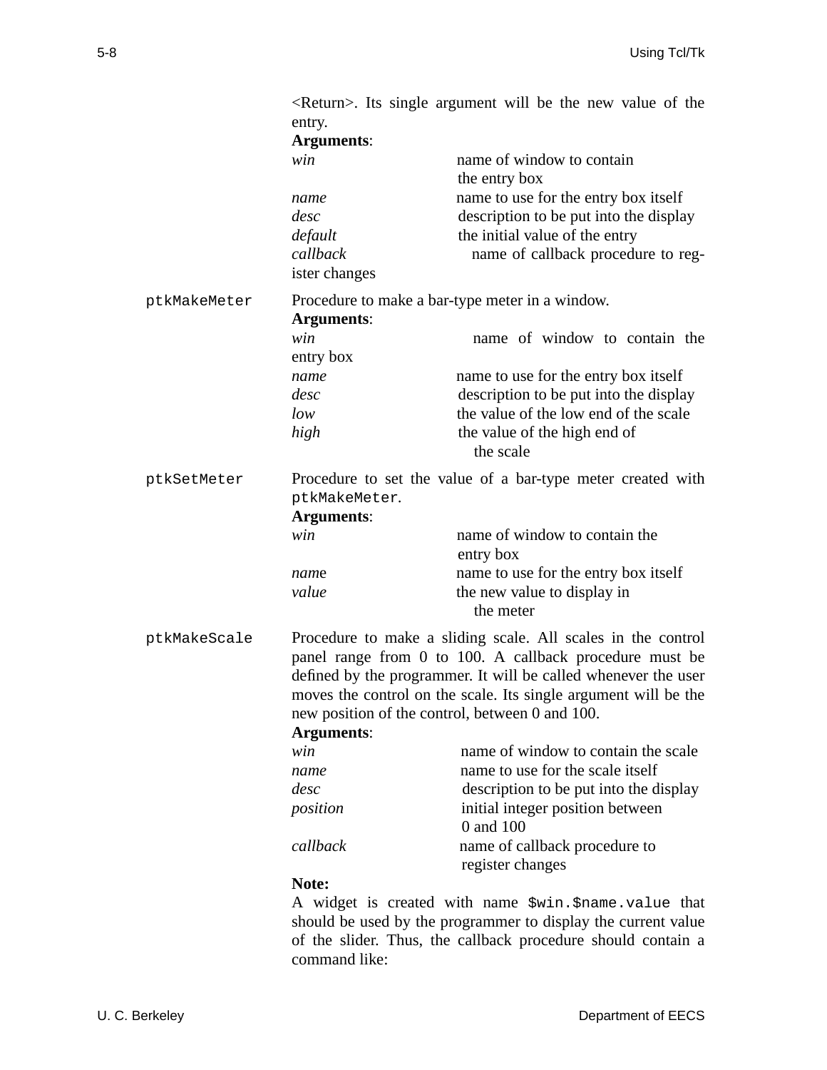<Return>. Its single argument will be the new value of the entry.

**Arguments**:

| | |
|---|---|
| *win* | name of window to contain the entry box |
| *name* | name to use for the entry box itself |
| *desc* | description to be put into the display |
| *default* | the initial value of the entry |
| *callback* | name of callback procedure to register changes |

`ptkMakeMeter` Procedure to make a bar-type meter in a window.

**Arguments**:

| | |
|---|---|
| *win* | name of window to contain the entry box |
| *name* | name to use for the entry box itself |
| *desc* | description to be put into the display |
| *low* | the value of the low end of the scale |
| *high* | the value of the high end of the scale |

`ptkSetMeter` Procedure to set the value of a bar-type meter created with `ptkMakeMeter`.

**Arguments**:

| | |
|---|---|
| *win* | name of window to contain the entry box |
| *name* | name to use for the entry box itself |
| *value* | the new value to display in the meter |

`ptkMakeScale` Procedure to make a sliding scale. All scales in the control panel range from 0 to 100. A callback procedure must be defined by the programmer. It will be called whenever the user moves the control on the scale. Its single argument will be the new position of the control, between 0 and 100.

**Arguments**:

| | |
|---|---|
| *win* | name of window to contain the scale |
| *name* | name to use for the scale itself |
| *desc* | description to be put into the display |
| *position* | initial integer position between 0 and 100 |
| *callback* | name of callback procedure to register changes |

**Note:**

A widget is created with name `$win.$name.value` that should be used by the programmer to display the current value of the slider. Thus, the callback procedure should contain a command like: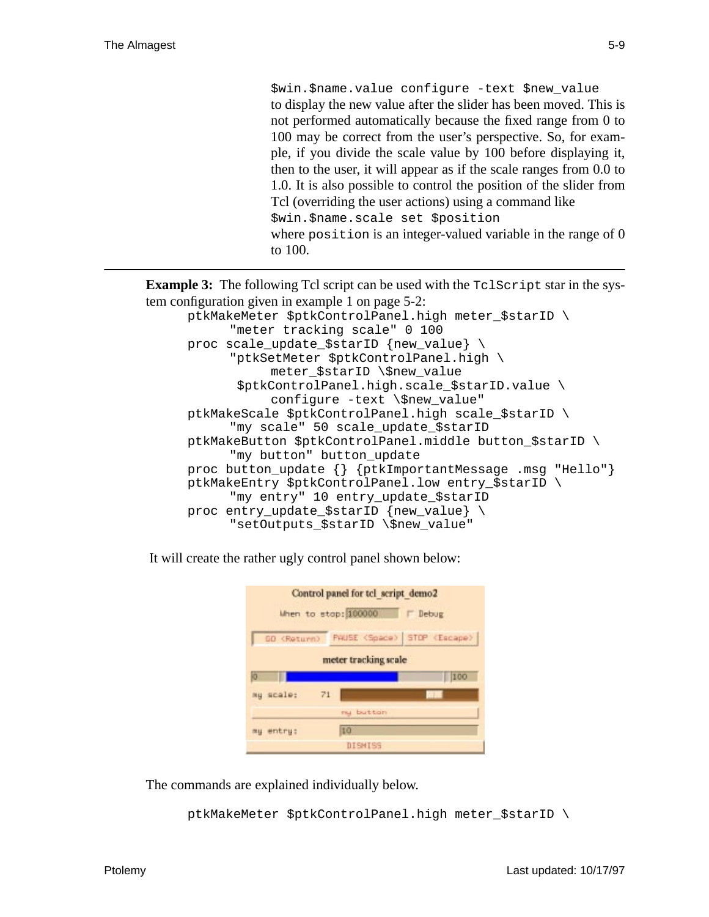```
$win.$name.value configure -text $new_value
```

to display the new value after the slider has been moved. This is not performed automatically because the fixed range from 0 to 100 may be correct from the user's perspective. So, for example, if you divide the scale value by 100 before displaying it, then to the user, it will appear as if the scale ranges from 0.0 to 1.0. It is also possible to control the position of the slider from Tcl (overriding the user actions) using a command like

```
$win.$name.scale set $position
```

where `position` is an integer-valued variable in the range of 0 to 100.

---

**Example 3:** The following Tcl script can be used with the `TclScript` star in the system configuration given in example 1 on page 5-2:

```
ptkMakeMeter $ptkControlPanel.high meter_$starID \
     "meter tracking scale" 0 100
proc scale_update_$starID {new_value} \
     "ptkSetMeter $ptkControlPanel.high \
          meter_$starID \$new_value
      $ptkControlPanel.high.scale_$starID.value \
          configure -text \$new_value"
ptkMakeScale $ptkControlPanel.high scale_$starID \
     "my scale" 50 scale_update_$starID
ptkMakeButton $ptkControlPanel.middle button_$starID \
     "my button" button_update
proc button_update {} {ptkImportantMessage .msg "Hello"}
ptkMakeEntry $ptkControlPanel.low entry_$starID \
     "my entry" 10 entry_update_$starID
proc entry_update_$starID {new_value} \
     "setOutputs_$starID \$new_value"
```

It will create the rather ugly control panel shown below:

The commands are explained individually below.

```
ptkMakeMeter $ptkControlPanel.high meter_$starID \
```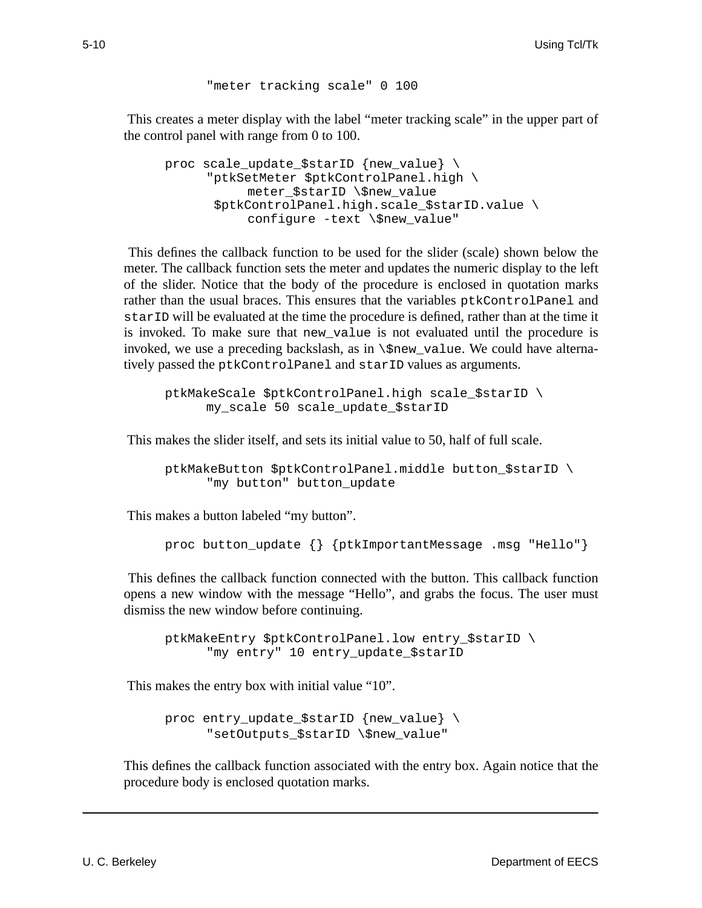```
        "meter tracking scale" 0 100
```

This creates a meter display with the label “meter tracking scale” in the upper part of the control panel with range from 0 to 100.

```
proc scale_update_$starID {new_value} \
      "ptkSetMeter $ptkControlPanel.high \
           meter_$starID \$new_value
       $ptkControlPanel.high.scale_$starID.value \
           configure -text \$new_value"
```

This defines the callback function to be used for the slider (scale) shown below the meter. The callback function sets the meter and updates the numeric display to the left of the slider. Notice that the body of the procedure is enclosed in quotation marks rather than the usual braces. This ensures that the variables `ptkControlPanel` and `starID` will be evaluated at the time the procedure is defined, rather than at the time it is invoked. To make sure that `new_value` is not evaluated until the procedure is invoked, we use a preceding backslash, as in `\$new_value`. We could have alternatively passed the `ptkControlPanel` and `starID` values as arguments.

```
ptkMakeScale $ptkControlPanel.high scale_$starID \
      my_scale 50 scale_update_$starID
```

This makes the slider itself, and sets its initial value to 50, half of full scale.

```
ptkMakeButton $ptkControlPanel.middle button_$starID \
      "my button" button_update
```

This makes a button labeled “my button”.

```
proc button_update {} {ptkImportantMessage .msg "Hello"}
```

This defines the callback function connected with the button. This callback function opens a new window with the message “Hello”, and grabs the focus. The user must dismiss the new window before continuing.

```
ptkMakeEntry $ptkControlPanel.low entry_$starID \
      "my entry" 10 entry_update_$starID
```

This makes the entry box with initial value “10”.

```
proc entry_update_$starID {new_value} \
      "setOutputs_$starID \$new_value"
```

This defines the callback function associated with the entry box. Again notice that the procedure body is enclosed quotation marks.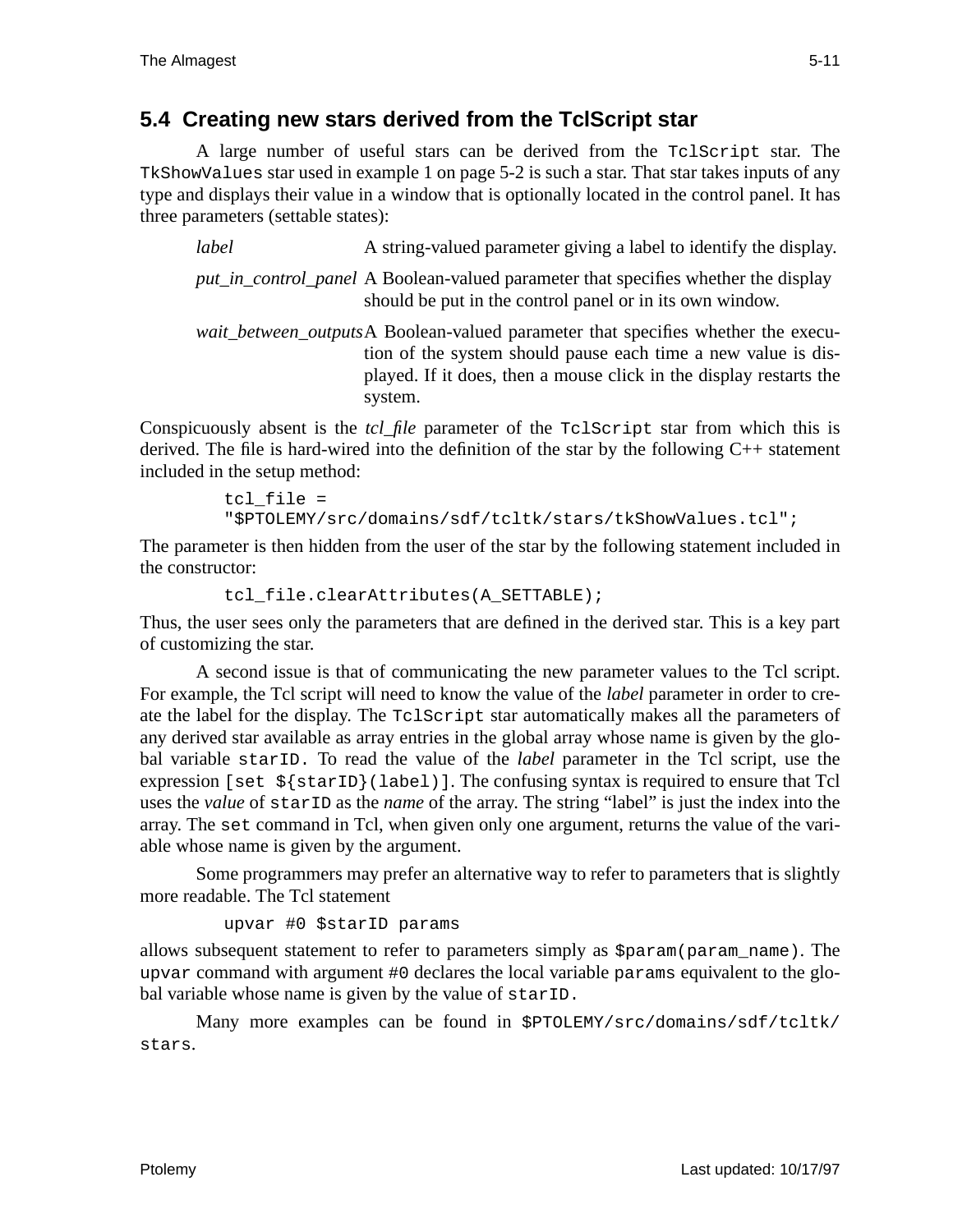## 5.4 Creating new stars derived from the TclScript star

A large number of useful stars can be derived from the `TclScript` star. The `TkShowValues` star used in example 1 on page 5-2 is such a star. That star takes inputs of any type and displays their value in a window that is optionally located in the control panel. It has three parameters (settable states):

*label* A string-valued parameter giving a label to identify the display.

*put_in_control_panel* A Boolean-valued parameter that specifies whether the display should be put in the control panel or in its own window.

*wait_between_outputs* A Boolean-valued parameter that specifies whether the execution of the system should pause each time a new value is displayed. If it does, then a mouse click in the display restarts the system.

Conspicuously absent is the *tcl_file* parameter of the `TclScript` star from which this is derived. The file is hard-wired into the definition of the star by the following C++ statement included in the setup method:

```
tcl_file =
"$PTOLEMY/src/domains/sdf/tcltk/stars/tkShowValues.tcl";
```

The parameter is then hidden from the user of the star by the following statement included in the constructor:

```
tcl_file.clearAttributes(A_SETTABLE);
```

Thus, the user sees only the parameters that are defined in the derived star. This is a key part of customizing the star.

A second issue is that of communicating the new parameter values to the Tcl script. For example, the Tcl script will need to know the value of the *label* parameter in order to create the label for the display. The `TclScript` star automatically makes all the parameters of any derived star available as array entries in the global array whose name is given by the global variable `starID.` To read the value of the *label* parameter in the Tcl script, use the expression `[set ${starID}(label)]`. The confusing syntax is required to ensure that Tcl uses the *value* of `starID` as the *name* of the array. The string "label" is just the index into the array. The `set` command in Tcl, when given only one argument, returns the value of the variable whose name is given by the argument.

Some programmers may prefer an alternative way to refer to parameters that is slightly more readable. The Tcl statement

```
upvar #0 $starID params
```

allows subsequent statement to refer to parameters simply as `$param(param_name)`. The `upvar` command with argument `#0` declares the local variable `params` equivalent to the global variable whose name is given by the value of `starID.`

Many more examples can be found in `$PTOLEMY/src/domains/sdf/tcltk/stars`.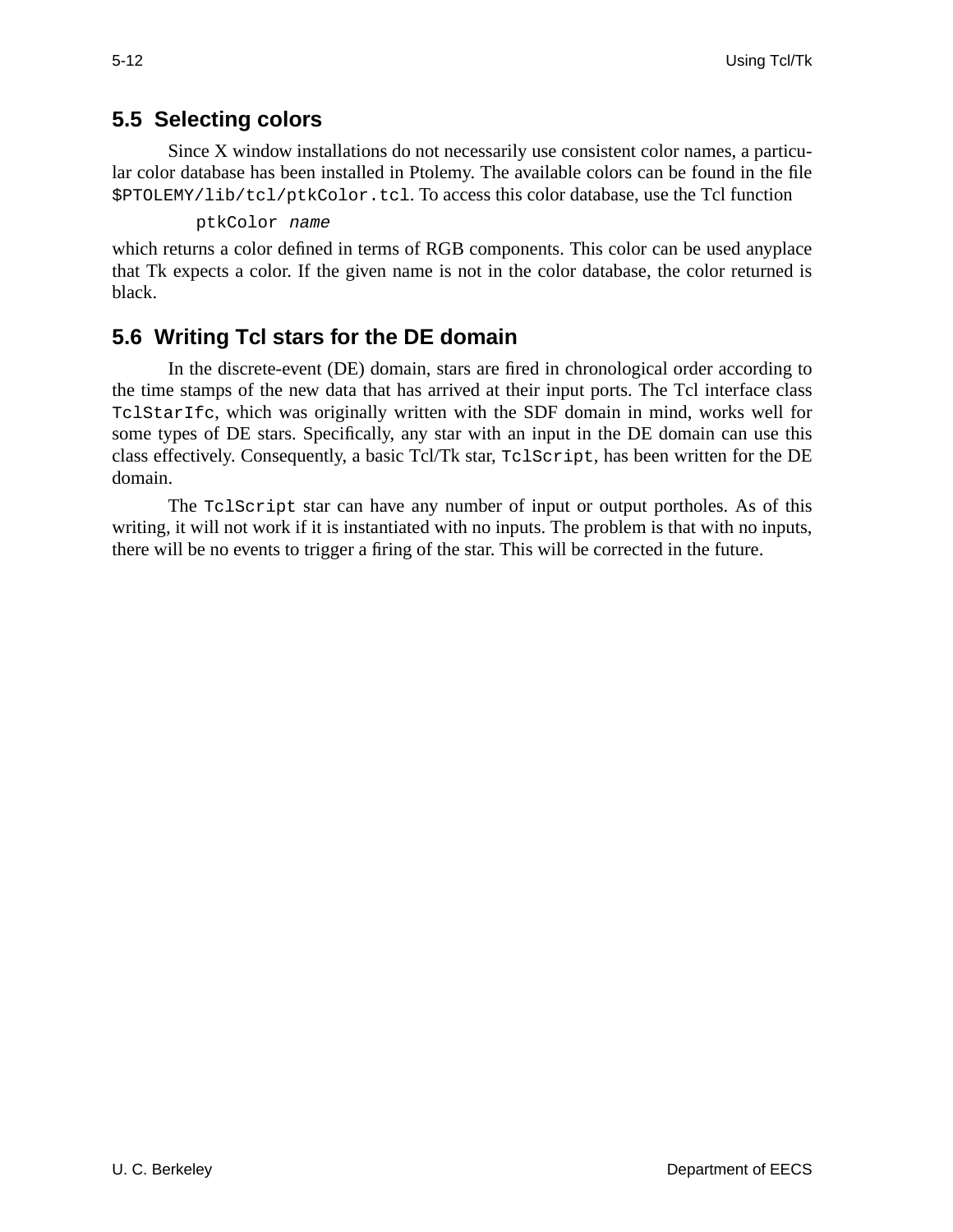## 5.5 Selecting colors

Since X window installations do not necessarily use consistent color names, a particular color database has been installed in Ptolemy. The available colors can be found in the file `$PTOLEMY/lib/tcl/ptkColor.tcl`. To access this color database, use the Tcl function

```
ptkColor name
```

which returns a color defined in terms of RGB components. This color can be used anyplace that Tk expects a color. If the given name is not in the color database, the color returned is black.

## 5.6 Writing Tcl stars for the DE domain

In the discrete-event (DE) domain, stars are fired in chronological order according to the time stamps of the new data that has arrived at their input ports. The Tcl interface class `TclStarIfc`, which was originally written with the SDF domain in mind, works well for some types of DE stars. Specifically, any star with an input in the DE domain can use this class effectively. Consequently, a basic Tcl/Tk star, `TclScript`, has been written for the DE domain.

The `TclScript` star can have any number of input or output portholes. As of this writing, it will not work if it is instantiated with no inputs. The problem is that with no inputs, there will be no events to trigger a firing of the star. This will be corrected in the future.